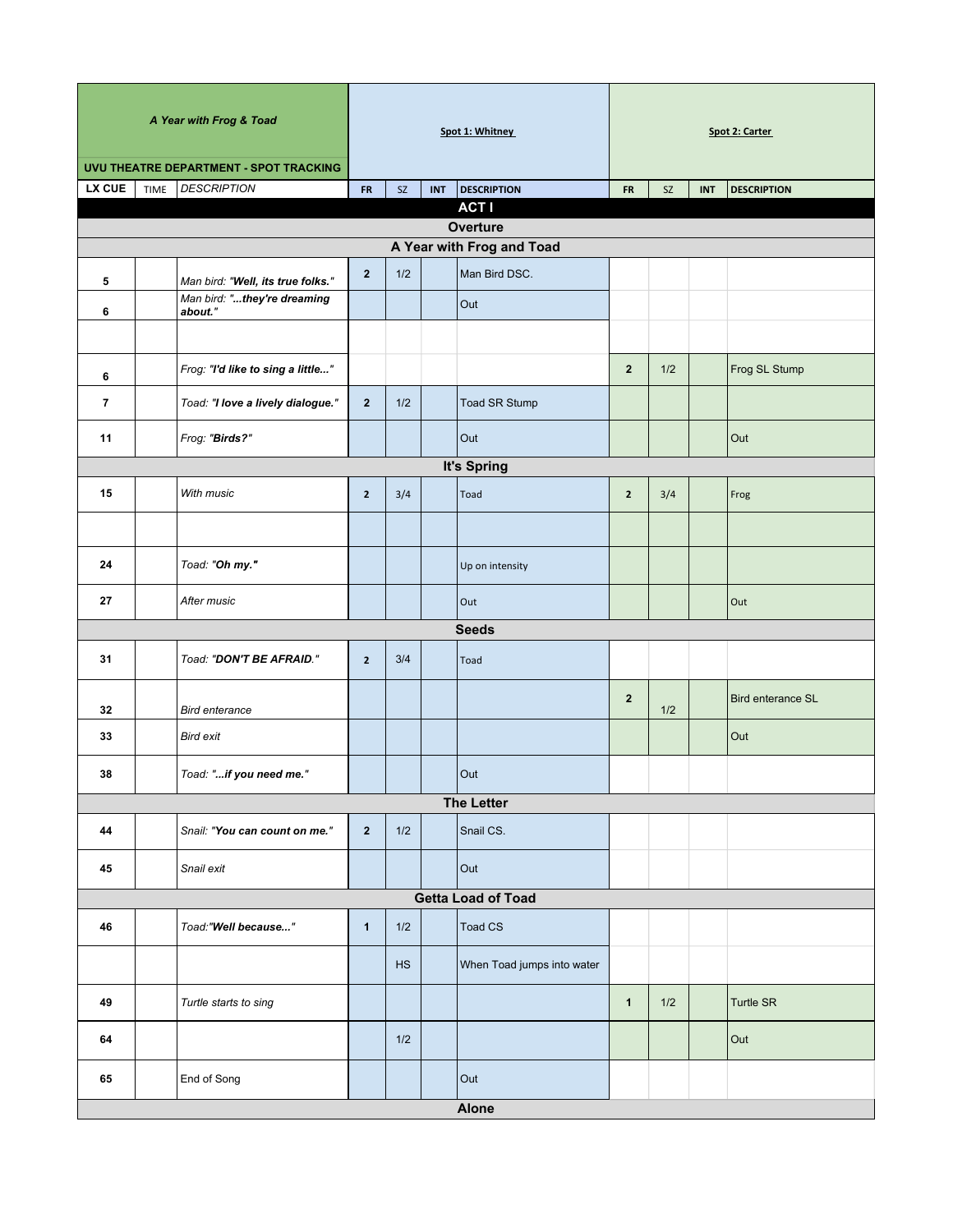| *A Year with Frog & Toad* | | | Spot 1: Whitney | | | | Spot 2: Carter | | | |
|---|---|---|---|---|---|---|---|---|---|---|
| **UVU THEATRE DEPARTMENT - SPOT TRACKING** | | | | | | | | | | |
| **LX CUE** | TIME | *DESCRIPTION* | **FR** | SZ | **INT** | **DESCRIPTION** | **FR** | SZ | **INT** | **DESCRIPTION** |
| **ACT I** | | | | | | | | | | |
| **Overture** | | | | | | | | | | |
| **A Year with Frog and Toad** | | | | | | | | | | |
| **5** | | *Man bird: "**Well, its true folks.**"* | **2** | 1/2 | | Man Bird DSC. | | | | |
| **6** | | *Man bird: "**...they're dreaming about.**"* | | | | Out | | | | |
| | | | | | | | | | | |
| **6** | | *Frog: "**I'd like to sing a little...**"* | | | | | **2** | 1/2 | | Frog SL Stump |
| **7** | | *Toad: "**I love a lively dialogue.**"* | **2** | 1/2 | | Toad SR Stump | | | | |
| **11** | | *Frog: "**Birds?**"* | | | | Out | | | | Out |
| **It's Spring** | | | | | | | | | | |
| **15** | | *With music* | **2** | 3/4 | | Toad | **2** | 3/4 | | Frog |
| | | | | | | | | | | |
| **24** | | *Toad: "**Oh my.**"* | | | | Up on intensity | | | | |
| **27** | | *After music* | | | | Out | | | | Out |
| **Seeds** | | | | | | | | | | |
| **31** | | *Toad: "**DON'T BE AFRAID.**"* | **2** | 3/4 | | Toad | | | | |
| **32** | | *Bird enterance* | | | | | **2** | 1/2 | | Bird enterance SL |
| **33** | | *Bird exit* | | | | | | | | Out |
| **38** | | *Toad: "**...if you need me.**"* | | | | Out | | | | |
| **The Letter** | | | | | | | | | | |
| **44** | | *Snail: "**You can count on me.**"* | **2** | 1/2 | | Snail CS. | | | | |
| **45** | | *Snail exit* | | | | Out | | | | |
| **Getta Load of Toad** | | | | | | | | | | |
| **46** | | *Toad:"**Well because...**"* | **1** | 1/2 | | Toad CS | | | | |
| | | | | HS | | When Toad jumps into water | | | | |
| **49** | | *Turtle starts to sing* | | | | | **1** | 1/2 | | Turtle SR |
| **64** | | | | 1/2 | | | | | | Out |
| **65** | | End of Song | | | | Out | | | | |
| **Alone** | | | | | | | | | | |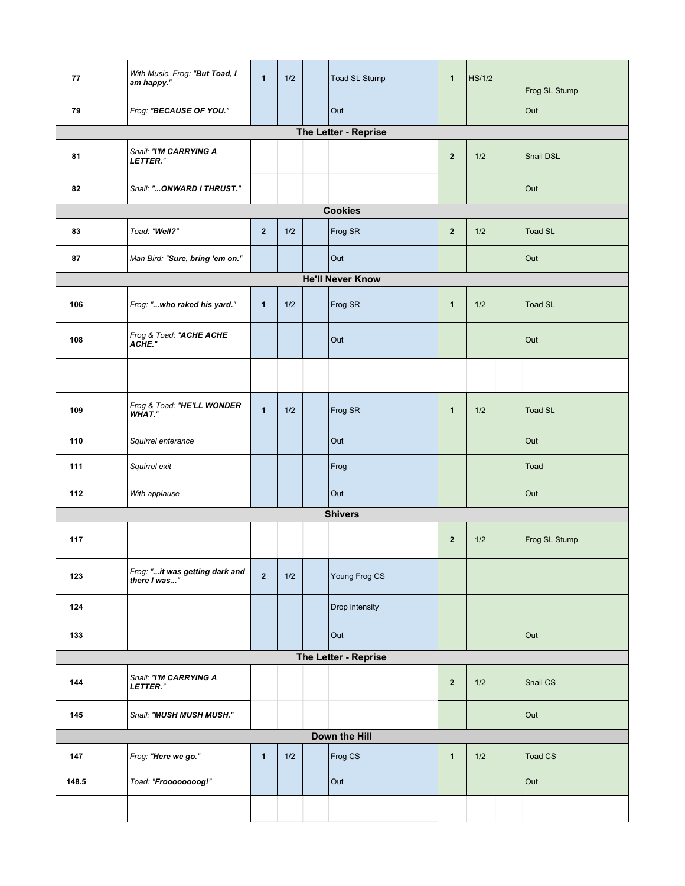| 77 | | With Music. Frog: "**But Toad, I am happy.**" | 1 | 1/2 | | Toad SL Stump | 1 | HS/1/2 | | Frog SL Stump |
|---|---|---|---|---|---|---|---|---|---|---|
| 79 | | Frog: "**BECAUSE OF YOU.**" | | | | Out | | | | Out |
| **The Letter - Reprise** | | | | | | | | | | |
| 81 | | Snail: "**I'M CARRYING A LETTER.**" | | | | | 2 | 1/2 | | Snail DSL |
| 82 | | Snail: "**...ONWARD I THRUST.**" | | | | | | | | Out |
| **Cookies** | | | | | | | | | | |
| 83 | | Toad: "**Well?**" | 2 | 1/2 | | Frog SR | 2 | 1/2 | | Toad SL |
| 87 | | Man Bird: "**Sure, bring 'em on.**" | | | | Out | | | | Out |
| **He'll Never Know** | | | | | | | | | | |
| 106 | | Frog: "**...who raked his yard.**" | 1 | 1/2 | | Frog SR | 1 | 1/2 | | Toad SL |
| 108 | | Frog & Toad: "**ACHE ACHE ACHE.**" | | | | Out | | | | Out |
| | | | | | | | | | | |
| 109 | | Frog & Toad: "**HE'LL WONDER WHAT.**" | 1 | 1/2 | | Frog SR | 1 | 1/2 | | Toad SL |
| 110 | | Squirrel enterance | | | | Out | | | | Out |
| 111 | | Squirrel exit | | | | Frog | | | | Toad |
| 112 | | With applause | | | | Out | | | | Out |
| **Shivers** | | | | | | | | | | |
| 117 | | | | | | | 2 | 1/2 | | Frog SL Stump |
| 123 | | Frog: "**...it was getting dark and there I was...**" | 2 | 1/2 | | Young Frog CS | | | | |
| 124 | | | | | | Drop intensity | | | | |
| 133 | | | | | | Out | | | | Out |
| **The Letter - Reprise** | | | | | | | | | | |
| 144 | | Snail: "**I'M CARRYING A LETTER.**" | | | | | 2 | 1/2 | | Snail CS |
| 145 | | Snail: "**MUSH MUSH MUSH.**" | | | | | | | | Out |
| **Down the Hill** | | | | | | | | | | |
| 147 | | Frog: "**Here we go.**" | 1 | 1/2 | | Frog CS | 1 | 1/2 | | Toad CS |
| 148.5 | | Toad: "**Froooooooog!**" | | | | Out | | | | Out |
| | | | | | | | | | | |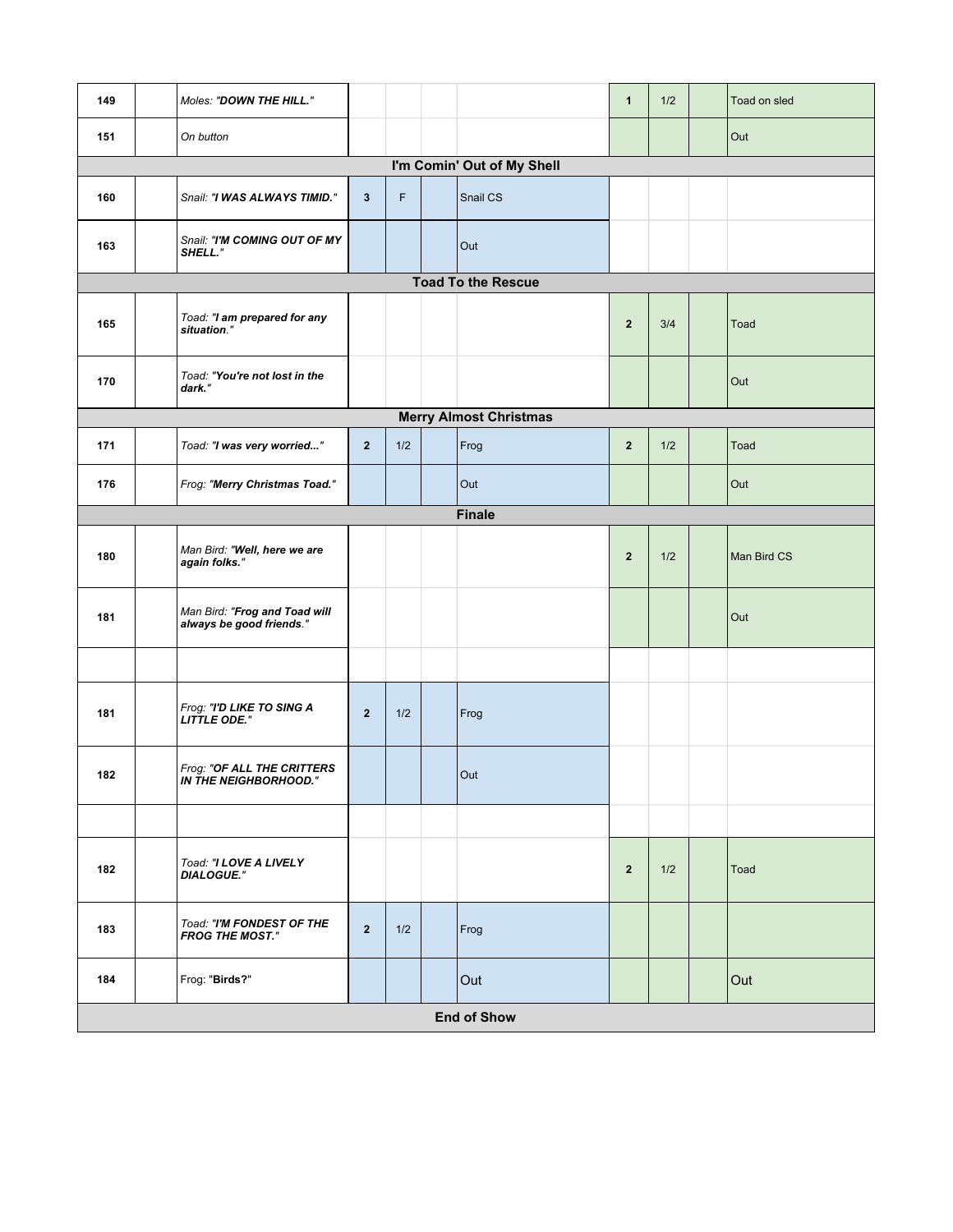| | | | | | | | | | | | |
|---|---|---|---|---|---|---|---|---|---|---|---|
| **149** | | *Moles: "**DOWN THE HILL.**"* | | | | | **1** | 1/2 | | Toad on sled |
| **151** | | *On button* | | | | | | | | Out |
| **I'm Comin' Out of My Shell** | | | | | | | | | | |
| **160** | | *Snail: "**I WAS ALWAYS TIMID.**"* | **3** | F | | Snail CS | | | | |
| **163** | | *Snail: "**I'M COMING OUT OF MY SHELL.**"* | | | | Out | | | | |
| **Toad To the Rescue** | | | | | | | | | | |
| **165** | | *Toad: "**I am prepared for any situation.**"* | | | | | **2** | 3/4 | | Toad |
| **170** | | *Toad: "**You're not lost in the dark.**"* | | | | | | | | Out |
| **Merry Almost Christmas** | | | | | | | | | | |
| **171** | | *Toad: "**I was very worried...**"* | **2** | 1/2 | | Frog | **2** | 1/2 | | Toad |
| **176** | | *Frog: "**Merry Christmas Toad.**"* | | | | Out | | | | Out |
| **Finale** | | | | | | | | | | |
| **180** | | *Man Bird: "**Well, here we are again folks.**"* | | | | | **2** | 1/2 | | Man Bird CS |
| **181** | | *Man Bird: "**Frog and Toad will always be good friends.**"* | | | | | | | | Out |
| | | | | | | | | | | |
| **181** | | *Frog: "**I'D LIKE TO SING A LITTLE ODE.**"* | **2** | 1/2 | | Frog | | | | |
| **182** | | *Frog: "**OF ALL THE CRITTERS IN THE NEIGHBORHOOD.**"* | | | | Out | | | | |
| | | | | | | | | | | |
| **182** | | *Toad: "**I LOVE A LIVELY DIALOGUE.**"* | | | | | **2** | 1/2 | | Toad |
| **183** | | *Toad: "**I'M FONDEST OF THE FROG THE MOST.**"* | **2** | 1/2 | | Frog | | | | |
| **184** | | Frog: "**Birds?**" | | | | Out | | | | Out |
| **End of Show** | | | | | | | | | | |